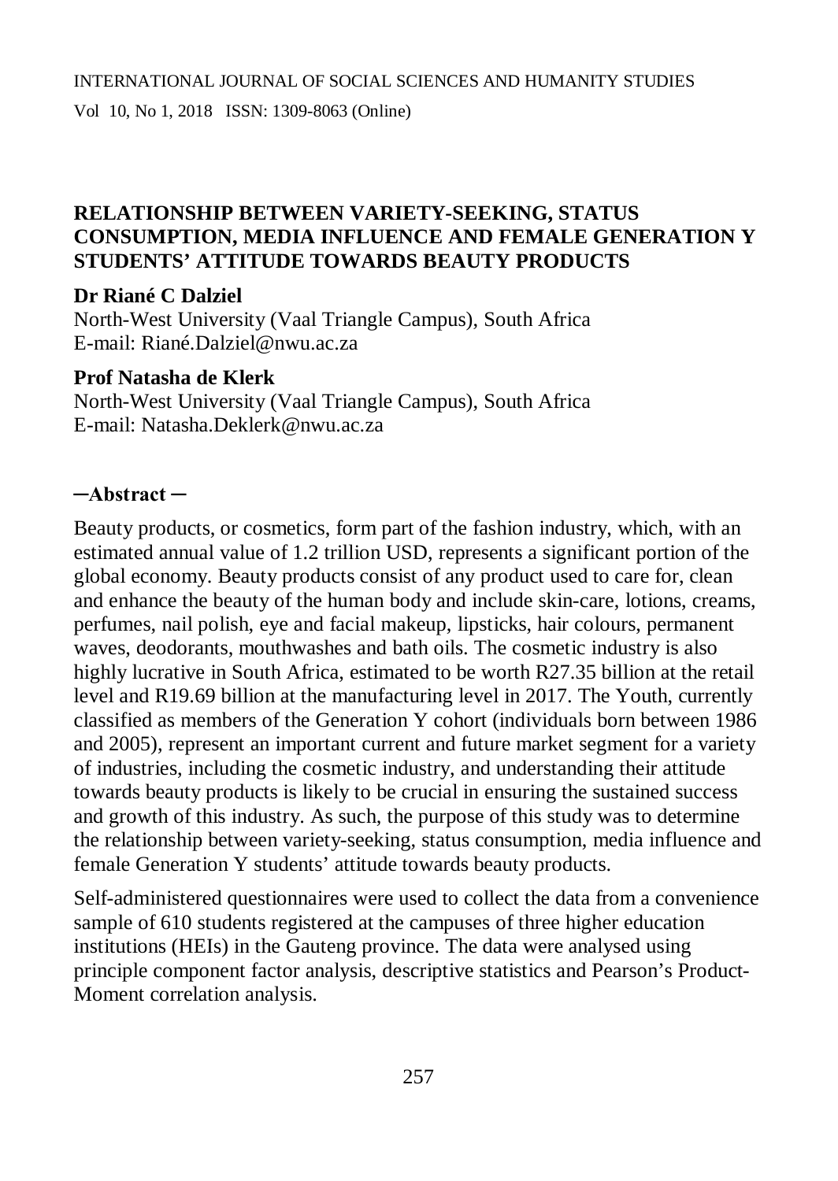# RELATIONSHIP BETWEEN VARIETY-SEEKING, STATUS CONSUMPTION, MEDIA INFLUENCE AND FEMALE GENERATION Y STUDENTS' ATTITUDE TOWARDS BEAUTY PRODUCTS

**Dr Riané C Dalziel**
North-West University (Vaal Triangle Campus), South Africa
E-mail: Riané.Dalziel@nwu.ac.za

**Prof Natasha de Klerk**
North-West University (Vaal Triangle Campus), South Africa
E-mail: Natasha.Deklerk@nwu.ac.za

## ─Abstract ─

Beauty products, or cosmetics, form part of the fashion industry, which, with an estimated annual value of 1.2 trillion USD, represents a significant portion of the global economy. Beauty products consist of any product used to care for, clean and enhance the beauty of the human body and include skin-care, lotions, creams, perfumes, nail polish, eye and facial makeup, lipsticks, hair colours, permanent waves, deodorants, mouthwashes and bath oils. The cosmetic industry is also highly lucrative in South Africa, estimated to be worth R27.35 billion at the retail level and R19.69 billion at the manufacturing level in 2017. The Youth, currently classified as members of the Generation Y cohort (individuals born between 1986 and 2005), represent an important current and future market segment for a variety of industries, including the cosmetic industry, and understanding their attitude towards beauty products is likely to be crucial in ensuring the sustained success and growth of this industry. As such, the purpose of this study was to determine the relationship between variety-seeking, status consumption, media influence and female Generation Y students' attitude towards beauty products.

Self-administered questionnaires were used to collect the data from a convenience sample of 610 students registered at the campuses of three higher education institutions (HEIs) in the Gauteng province. The data were analysed using principle component factor analysis, descriptive statistics and Pearson's Product-Moment correlation analysis.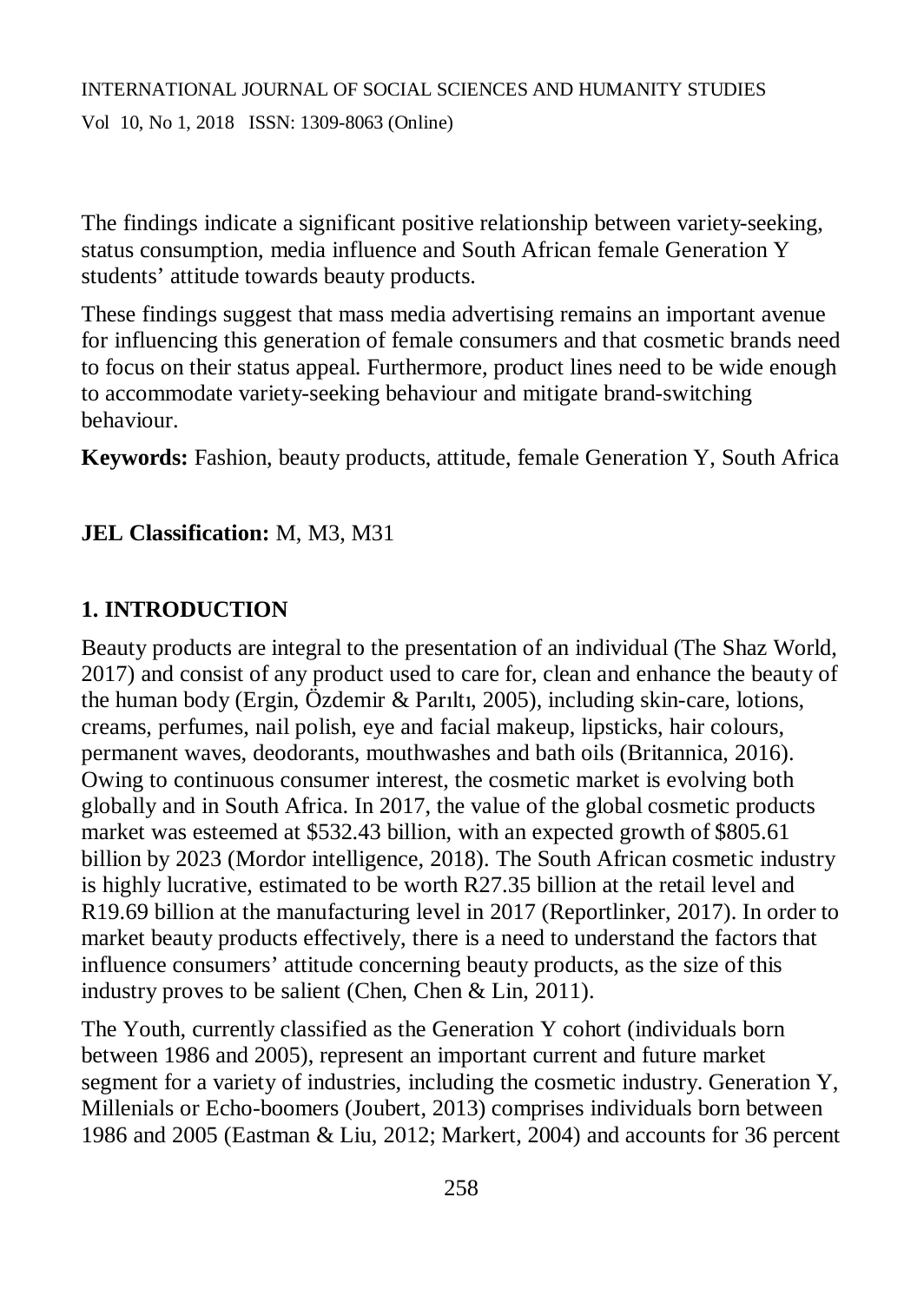The findings indicate a significant positive relationship between variety-seeking, status consumption, media influence and South African female Generation Y students' attitude towards beauty products.

These findings suggest that mass media advertising remains an important avenue for influencing this generation of female consumers and that cosmetic brands need to focus on their status appeal. Furthermore, product lines need to be wide enough to accommodate variety-seeking behaviour and mitigate brand-switching behaviour.

**Keywords:** Fashion, beauty products, attitude, female Generation Y, South Africa

**JEL Classification:** M, M3, M31

## 1. INTRODUCTION

Beauty products are integral to the presentation of an individual (The Shaz World, 2017) and consist of any product used to care for, clean and enhance the beauty of the human body (Ergin, Özdemir & Parıltı, 2005), including skin-care, lotions, creams, perfumes, nail polish, eye and facial makeup, lipsticks, hair colours, permanent waves, deodorants, mouthwashes and bath oils (Britannica, 2016). Owing to continuous consumer interest, the cosmetic market is evolving both globally and in South Africa. In 2017, the value of the global cosmetic products market was esteemed at $532.43 billion, with an expected growth of $805.61 billion by 2023 (Mordor intelligence, 2018). The South African cosmetic industry is highly lucrative, estimated to be worth R27.35 billion at the retail level and R19.69 billion at the manufacturing level in 2017 (Reportlinker, 2017). In order to market beauty products effectively, there is a need to understand the factors that influence consumers' attitude concerning beauty products, as the size of this industry proves to be salient (Chen, Chen & Lin, 2011).

The Youth, currently classified as the Generation Y cohort (individuals born between 1986 and 2005), represent an important current and future market segment for a variety of industries, including the cosmetic industry. Generation Y, Millenials or Echo-boomers (Joubert, 2013) comprises individuals born between 1986 and 2005 (Eastman & Liu, 2012; Markert, 2004) and accounts for 36 percent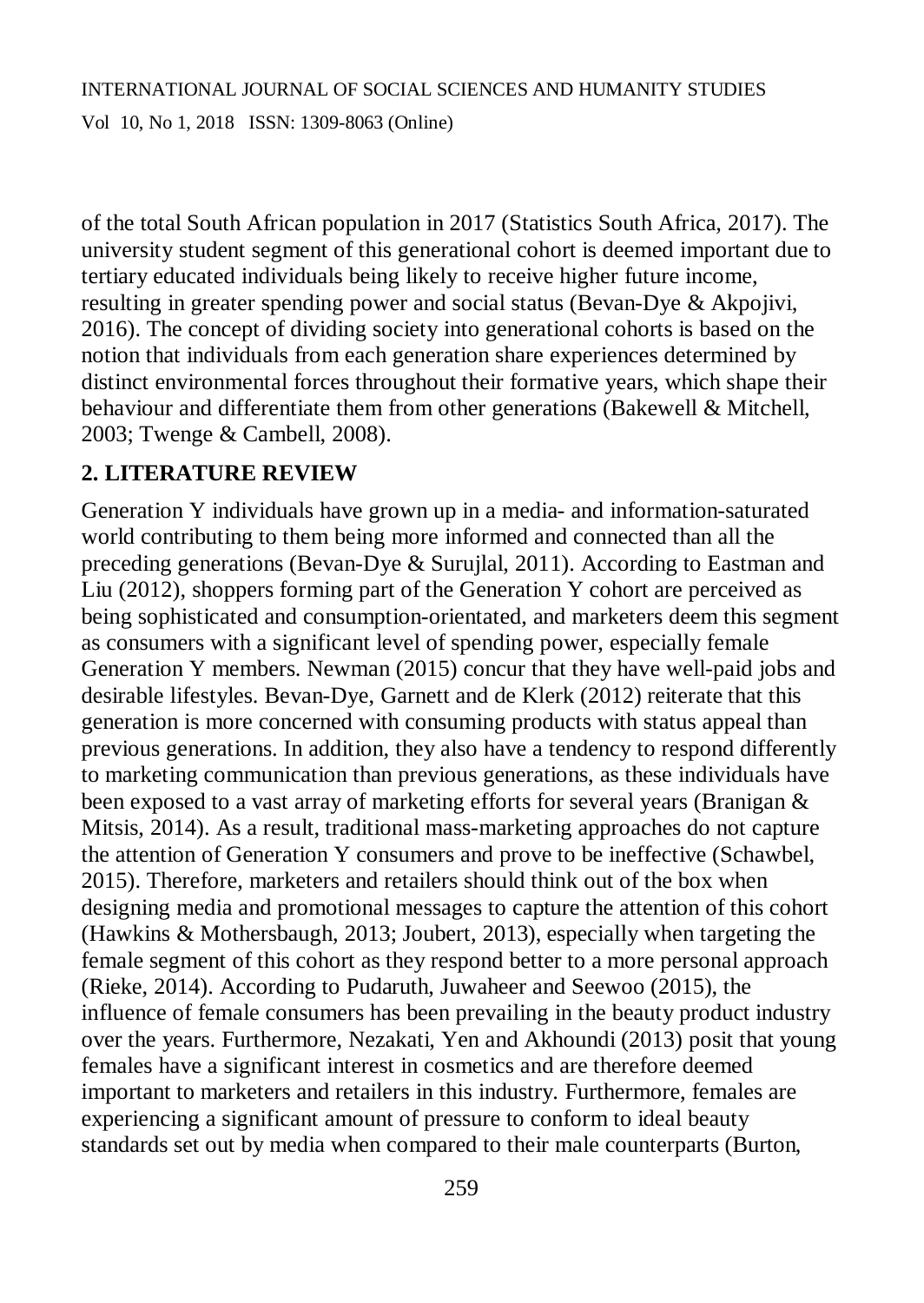of the total South African population in 2017 (Statistics South Africa, 2017). The university student segment of this generational cohort is deemed important due to tertiary educated individuals being likely to receive higher future income, resulting in greater spending power and social status (Bevan-Dye & Akpojivi, 2016). The concept of dividing society into generational cohorts is based on the notion that individuals from each generation share experiences determined by distinct environmental forces throughout their formative years, which shape their behaviour and differentiate them from other generations (Bakewell & Mitchell, 2003; Twenge & Cambell, 2008).

## 2. LITERATURE REVIEW

Generation Y individuals have grown up in a media- and information-saturated world contributing to them being more informed and connected than all the preceding generations (Bevan-Dye & Surujlal, 2011). According to Eastman and Liu (2012), shoppers forming part of the Generation Y cohort are perceived as being sophisticated and consumption-orientated, and marketers deem this segment as consumers with a significant level of spending power, especially female Generation Y members. Newman (2015) concur that they have well-paid jobs and desirable lifestyles. Bevan-Dye, Garnett and de Klerk (2012) reiterate that this generation is more concerned with consuming products with status appeal than previous generations. In addition, they also have a tendency to respond differently to marketing communication than previous generations, as these individuals have been exposed to a vast array of marketing efforts for several years (Branigan & Mitsis, 2014). As a result, traditional mass-marketing approaches do not capture the attention of Generation Y consumers and prove to be ineffective (Schawbel, 2015). Therefore, marketers and retailers should think out of the box when designing media and promotional messages to capture the attention of this cohort (Hawkins & Mothersbaugh, 2013; Joubert, 2013), especially when targeting the female segment of this cohort as they respond better to a more personal approach (Rieke, 2014). According to Pudaruth, Juwaheer and Seewoo (2015), the influence of female consumers has been prevailing in the beauty product industry over the years. Furthermore, Nezakati, Yen and Akhoundi (2013) posit that young females have a significant interest in cosmetics and are therefore deemed important to marketers and retailers in this industry. Furthermore, females are experiencing a significant amount of pressure to conform to ideal beauty standards set out by media when compared to their male counterparts (Burton,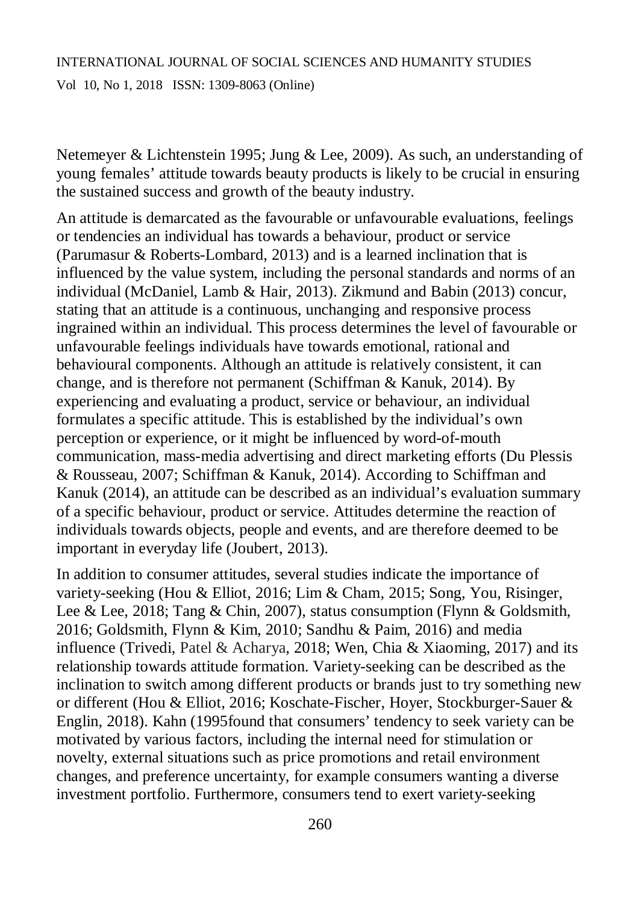Netemeyer & Lichtenstein 1995; Jung & Lee, 2009). As such, an understanding of young females' attitude towards beauty products is likely to be crucial in ensuring the sustained success and growth of the beauty industry.

An attitude is demarcated as the favourable or unfavourable evaluations, feelings or tendencies an individual has towards a behaviour, product or service (Parumasur & Roberts-Lombard, 2013) and is a learned inclination that is influenced by the value system, including the personal standards and norms of an individual (McDaniel, Lamb & Hair, 2013). Zikmund and Babin (2013) concur, stating that an attitude is a continuous, unchanging and responsive process ingrained within an individual. This process determines the level of favourable or unfavourable feelings individuals have towards emotional, rational and behavioural components. Although an attitude is relatively consistent, it can change, and is therefore not permanent (Schiffman & Kanuk, 2014). By experiencing and evaluating a product, service or behaviour, an individual formulates a specific attitude. This is established by the individual's own perception or experience, or it might be influenced by word-of-mouth communication, mass-media advertising and direct marketing efforts (Du Plessis & Rousseau, 2007; Schiffman & Kanuk, 2014). According to Schiffman and Kanuk (2014), an attitude can be described as an individual's evaluation summary of a specific behaviour, product or service. Attitudes determine the reaction of individuals towards objects, people and events, and are therefore deemed to be important in everyday life (Joubert, 2013).

In addition to consumer attitudes, several studies indicate the importance of variety-seeking (Hou & Elliot, 2016; Lim & Cham, 2015; Song, You, Risinger, Lee & Lee, 2018; Tang & Chin, 2007), status consumption (Flynn & Goldsmith, 2016; Goldsmith, Flynn & Kim, 2010; Sandhu & Paim, 2016) and media influence (Trivedi, Patel & Acharya, 2018; Wen, Chia & Xiaoming, 2017) and its relationship towards attitude formation. Variety-seeking can be described as the inclination to switch among different products or brands just to try something new or different (Hou & Elliot, 2016; Koschate-Fischer, Hoyer, Stockburger-Sauer & Englin, 2018). Kahn (1995found that consumers' tendency to seek variety can be motivated by various factors, including the internal need for stimulation or novelty, external situations such as price promotions and retail environment changes, and preference uncertainty, for example consumers wanting a diverse investment portfolio. Furthermore, consumers tend to exert variety-seeking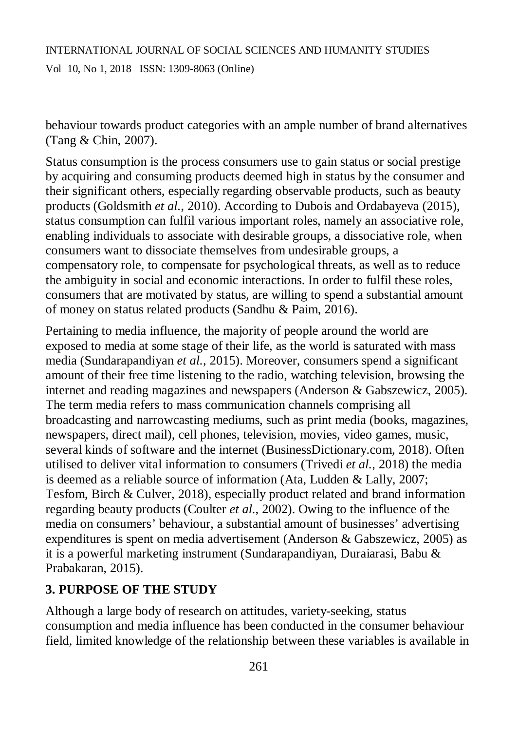behaviour towards product categories with an ample number of brand alternatives (Tang & Chin, 2007).

Status consumption is the process consumers use to gain status or social prestige by acquiring and consuming products deemed high in status by the consumer and their significant others, especially regarding observable products, such as beauty products (Goldsmith *et al.*, 2010). According to Dubois and Ordabayeva (2015), status consumption can fulfil various important roles, namely an associative role, enabling individuals to associate with desirable groups, a dissociative role, when consumers want to dissociate themselves from undesirable groups, a compensatory role, to compensate for psychological threats, as well as to reduce the ambiguity in social and economic interactions. In order to fulfil these roles, consumers that are motivated by status, are willing to spend a substantial amount of money on status related products (Sandhu & Paim, 2016).

Pertaining to media influence, the majority of people around the world are exposed to media at some stage of their life, as the world is saturated with mass media (Sundarapandiyan *et al.*, 2015). Moreover, consumers spend a significant amount of their free time listening to the radio, watching television, browsing the internet and reading magazines and newspapers (Anderson & Gabszewicz, 2005). The term media refers to mass communication channels comprising all broadcasting and narrowcasting mediums, such as print media (books, magazines, newspapers, direct mail), cell phones, television, movies, video games, music, several kinds of software and the internet (BusinessDictionary.com, 2018). Often utilised to deliver vital information to consumers (Trivedi *et al.*, 2018) the media is deemed as a reliable source of information (Ata, Ludden & Lally, 2007; Tesfom, Birch & Culver, 2018), especially product related and brand information regarding beauty products (Coulter *et al.*, 2002). Owing to the influence of the media on consumers' behaviour, a substantial amount of businesses' advertising expenditures is spent on media advertisement (Anderson & Gabszewicz, 2005) as it is a powerful marketing instrument (Sundarapandiyan, Duraiarasi, Babu & Prabakaran, 2015).

## 3. PURPOSE OF THE STUDY

Although a large body of research on attitudes, variety-seeking, status consumption and media influence has been conducted in the consumer behaviour field, limited knowledge of the relationship between these variables is available in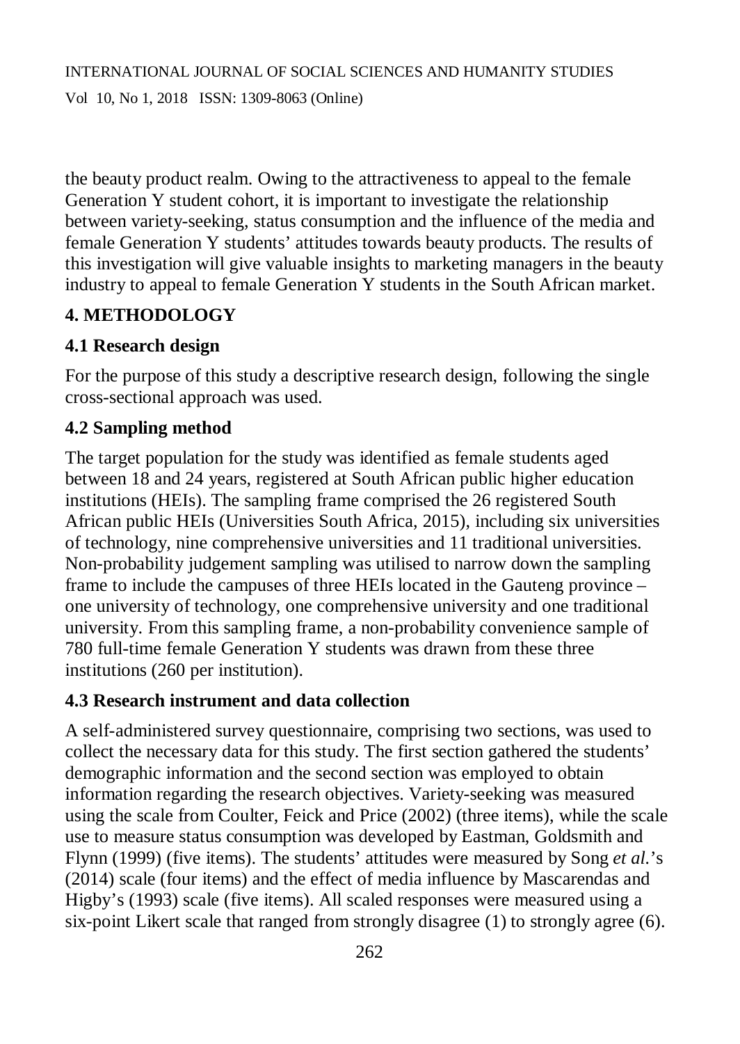the beauty product realm. Owing to the attractiveness to appeal to the female Generation Y student cohort, it is important to investigate the relationship between variety-seeking, status consumption and the influence of the media and female Generation Y students' attitudes towards beauty products. The results of this investigation will give valuable insights to marketing managers in the beauty industry to appeal to female Generation Y students in the South African market.

## 4. METHODOLOGY

### 4.1 Research design

For the purpose of this study a descriptive research design, following the single cross-sectional approach was used.

### 4.2 Sampling method

The target population for the study was identified as female students aged between 18 and 24 years, registered at South African public higher education institutions (HEIs). The sampling frame comprised the 26 registered South African public HEIs (Universities South Africa, 2015), including six universities of technology, nine comprehensive universities and 11 traditional universities. Non-probability judgement sampling was utilised to narrow down the sampling frame to include the campuses of three HEIs located in the Gauteng province – one university of technology, one comprehensive university and one traditional university. From this sampling frame, a non-probability convenience sample of 780 full-time female Generation Y students was drawn from these three institutions (260 per institution).

### 4.3 Research instrument and data collection

A self-administered survey questionnaire, comprising two sections, was used to collect the necessary data for this study. The first section gathered the students' demographic information and the second section was employed to obtain information regarding the research objectives. Variety-seeking was measured using the scale from Coulter, Feick and Price (2002) (three items), while the scale use to measure status consumption was developed by Eastman, Goldsmith and Flynn (1999) (five items). The students' attitudes were measured by Song *et al.*'s (2014) scale (four items) and the effect of media influence by Mascarendas and Higby's (1993) scale (five items). All scaled responses were measured using a six-point Likert scale that ranged from strongly disagree (1) to strongly agree (6).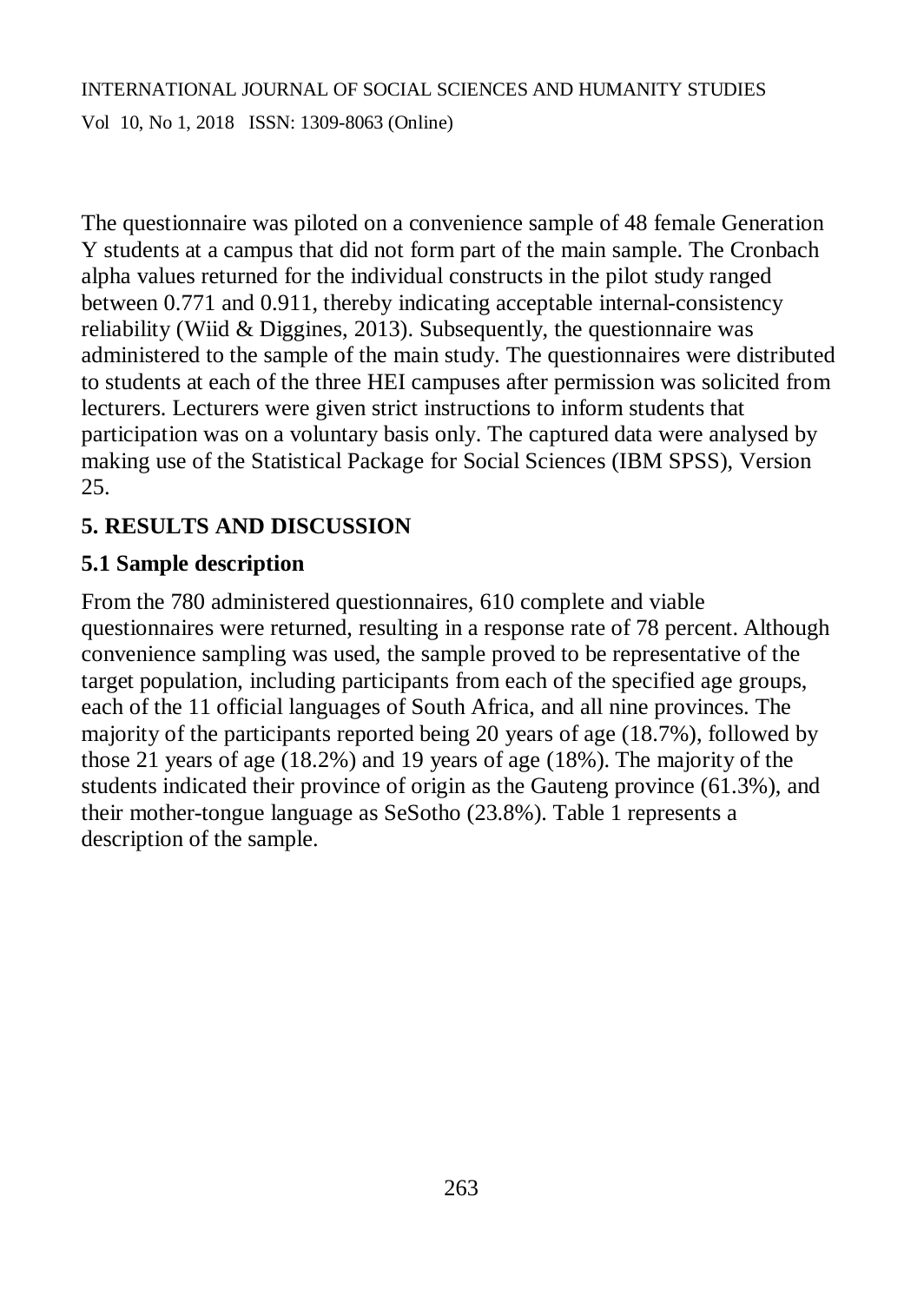The questionnaire was piloted on a convenience sample of 48 female Generation Y students at a campus that did not form part of the main sample. The Cronbach alpha values returned for the individual constructs in the pilot study ranged between 0.771 and 0.911, thereby indicating acceptable internal-consistency reliability (Wiid & Diggines, 2013). Subsequently, the questionnaire was administered to the sample of the main study. The questionnaires were distributed to students at each of the three HEI campuses after permission was solicited from lecturers. Lecturers were given strict instructions to inform students that participation was on a voluntary basis only. The captured data were analysed by making use of the Statistical Package for Social Sciences (IBM SPSS), Version 25.

## 5. RESULTS AND DISCUSSION

### 5.1 Sample description

From the 780 administered questionnaires, 610 complete and viable questionnaires were returned, resulting in a response rate of 78 percent. Although convenience sampling was used, the sample proved to be representative of the target population, including participants from each of the specified age groups, each of the 11 official languages of South Africa, and all nine provinces. The majority of the participants reported being 20 years of age (18.7%), followed by those 21 years of age (18.2%) and 19 years of age (18%). The majority of the students indicated their province of origin as the Gauteng province (61.3%), and their mother-tongue language as SeSotho (23.8%). Table 1 represents a description of the sample.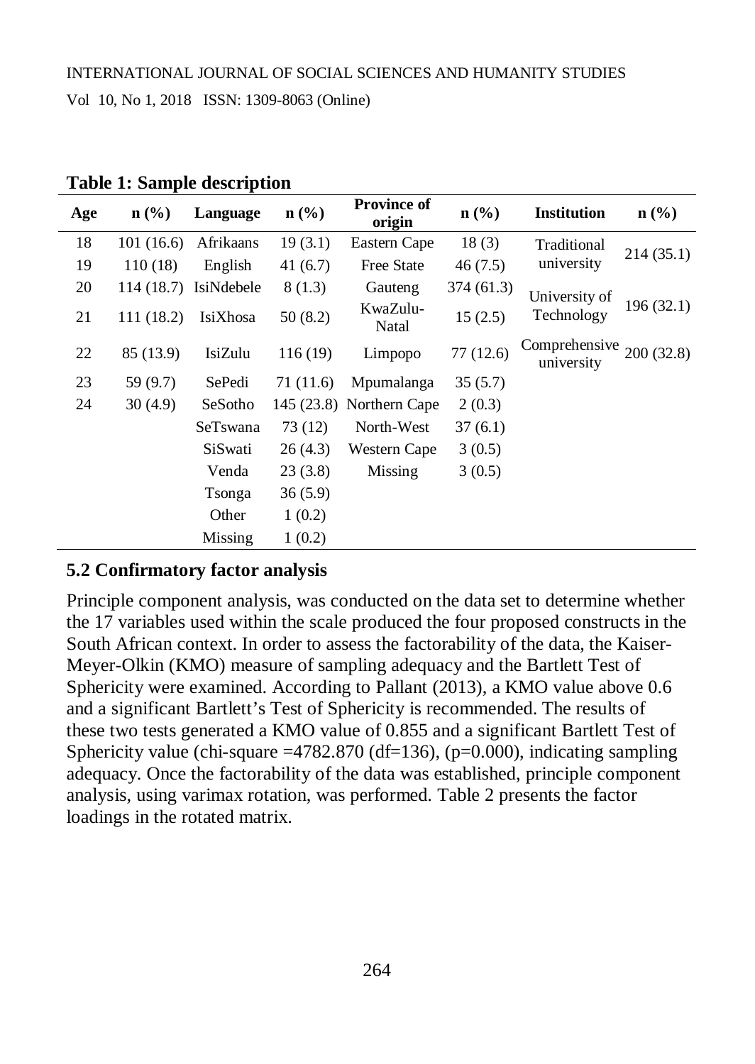**Table 1: Sample description**

| Age | n (%) | Language | n (%) | Province of origin | n (%) | Institution | n (%) |
|---|---|---|---|---|---|---|---|
| 18 | 101 (16.6) | Afrikaans | 19 (3.1) | Eastern Cape | 18 (3) | Traditional university | 214 (35.1) |
| 19 | 110 (18) | English | 41 (6.7) | Free State | 46 (7.5) | | |
| 20 | 114 (18.7) | IsiNdebele | 8 (1.3) | Gauteng | 374 (61.3) | University of Technology | 196 (32.1) |
| 21 | 111 (18.2) | IsiXhosa | 50 (8.2) | KwaZulu-Natal | 15 (2.5) | | |
| 22 | 85 (13.9) | IsiZulu | 116 (19) | Limpopo | 77 (12.6) | Comprehensive university | 200 (32.8) |
| 23 | 59 (9.7) | SePedi | 71 (11.6) | Mpumalanga | 35 (5.7) | | |
| 24 | 30 (4.9) | SeSotho | 145 (23.8) | Northern Cape | 2 (0.3) | | |
| | | SeTswana | 73 (12) | North-West | 37 (6.1) | | |
| | | SiSwati | 26 (4.3) | Western Cape | 3 (0.5) | | |
| | | Venda | 23 (3.8) | Missing | 3 (0.5) | | |
| | | Tsonga | 36 (5.9) | | | | |
| | | Other | 1 (0.2) | | | | |
| | | Missing | 1 (0.2) | | | | |

### 5.2 Confirmatory factor analysis

Principle component analysis, was conducted on the data set to determine whether the 17 variables used within the scale produced the four proposed constructs in the South African context. In order to assess the factorability of the data, the Kaiser-Meyer-Olkin (KMO) measure of sampling adequacy and the Bartlett Test of Sphericity were examined. According to Pallant (2013), a KMO value above 0.6 and a significant Bartlett's Test of Sphericity is recommended. The results of these two tests generated a KMO value of 0.855 and a significant Bartlett Test of Sphericity value (chi-square =4782.870 (df=136), (p=0.000), indicating sampling adequacy. Once the factorability of the data was established, principle component analysis, using varimax rotation, was performed. Table 2 presents the factor loadings in the rotated matrix.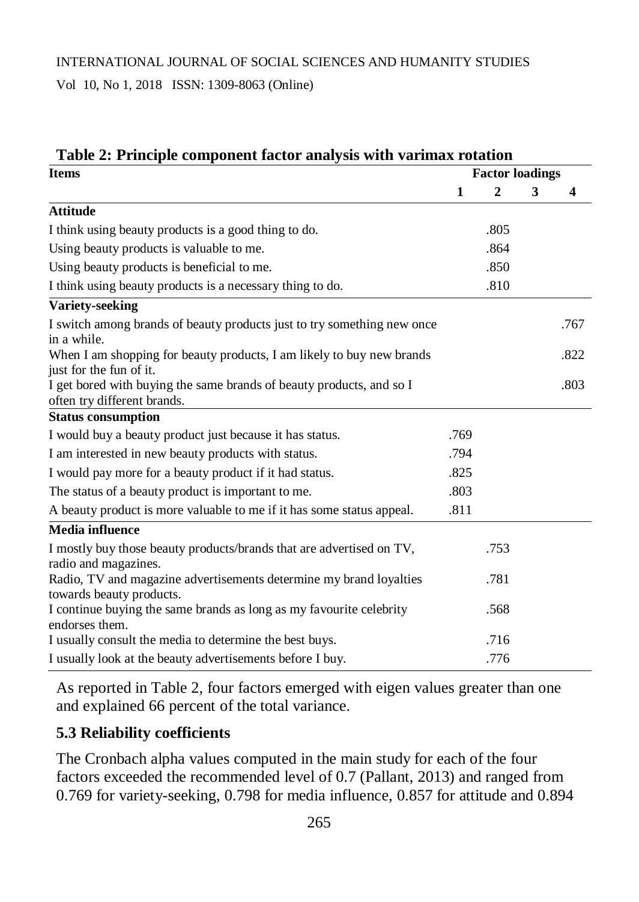**Table 2: Principle component factor analysis with varimax rotation**

| Items | Factor loadings | | | |
|---|---|---|---|---|
| | 1 | 2 | 3 | 4 |
| **Attitude** | | | | |
| I think using beauty products is a good thing to do. | | .805 | | |
| Using beauty products is valuable to me. | | .864 | | |
| Using beauty products is beneficial to me. | | .850 | | |
| I think using beauty products is a necessary thing to do. | | .810 | | |
| **Variety-seeking** | | | | |
| I switch among brands of beauty products just to try something new once in a while. | | | | .767 |
| When I am shopping for beauty products, I am likely to buy new brands just for the fun of it. | | | | .822 |
| I get bored with buying the same brands of beauty products, and so I often try different brands. | | | | .803 |
| **Status consumption** | | | | |
| I would buy a beauty product just because it has status. | .769 | | | |
| I am interested in new beauty products with status. | .794 | | | |
| I would pay more for a beauty product if it had status. | .825 | | | |
| The status of a beauty product is important to me. | .803 | | | |
| A beauty product is more valuable to me if it has some status appeal. | .811 | | | |
| **Media influence** | | | | |
| I mostly buy those beauty products/brands that are advertised on TV, radio and magazines. | | .753 | | |
| Radio, TV and magazine advertisements determine my brand loyalties towards beauty products. | | .781 | | |
| I continue buying the same brands as long as my favourite celebrity endorses them. | | .568 | | |
| I usually consult the media to determine the best buys. | | .716 | | |
| I usually look at the beauty advertisements before I buy. | | .776 | | |

As reported in Table 2, four factors emerged with eigen values greater than one and explained 66 percent of the total variance.

### 5.3 Reliability coefficients

The Cronbach alpha values computed in the main study for each of the four factors exceeded the recommended level of 0.7 (Pallant, 2013) and ranged from 0.769 for variety-seeking, 0.798 for media influence, 0.857 for attitude and 0.894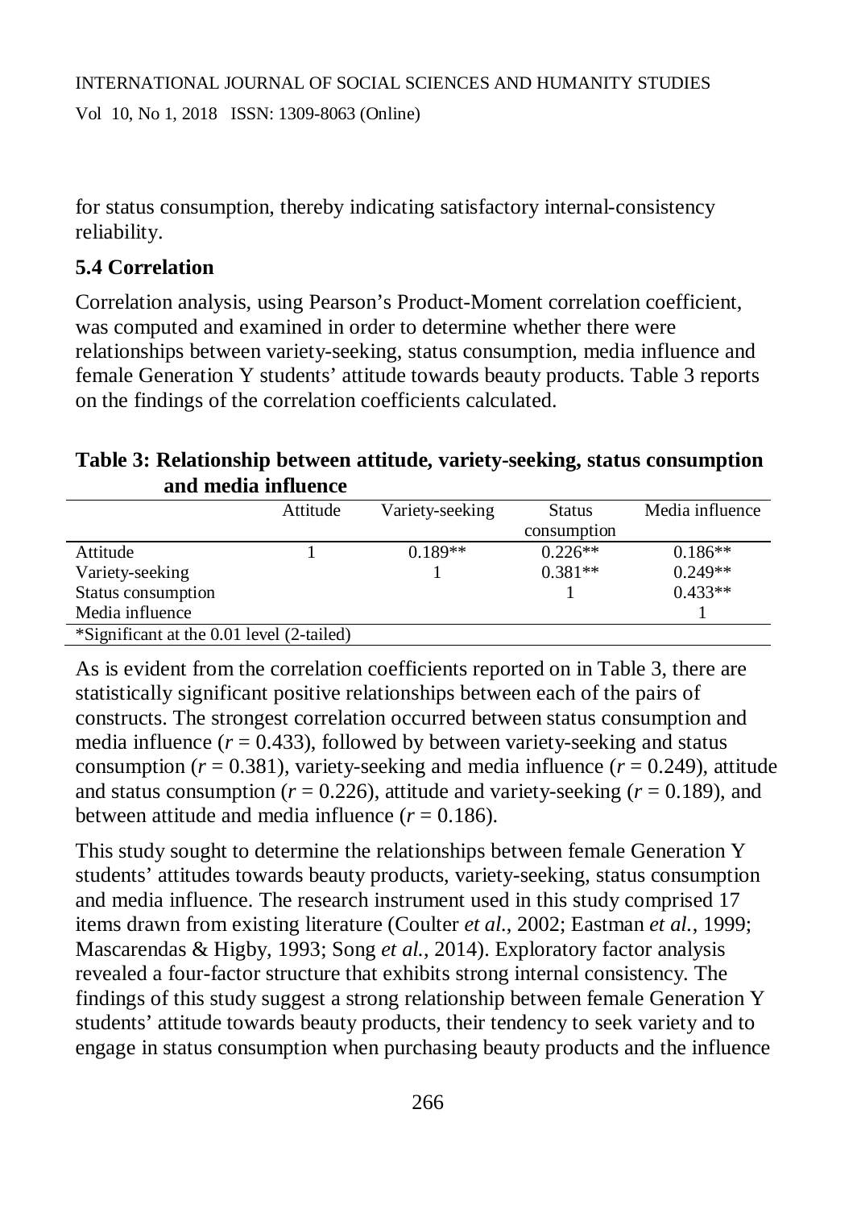for status consumption, thereby indicating satisfactory internal-consistency reliability.

### 5.4 Correlation

Correlation analysis, using Pearson's Product-Moment correlation coefficient, was computed and examined in order to determine whether there were relationships between variety-seeking, status consumption, media influence and female Generation Y students' attitude towards beauty products. Table 3 reports on the findings of the correlation coefficients calculated.

**Table 3: Relationship between attitude, variety-seeking, status consumption and media influence**

| | Attitude | Variety-seeking | Status consumption | Media influence |
|---|---|---|---|---|
| Attitude | 1 | 0.189** | 0.226** | 0.186** |
| Variety-seeking | | 1 | 0.381** | 0.249** |
| Status consumption | | | 1 | 0.433** |
| Media influence | | | | 1 |

*Significant at the 0.01 level (2-tailed)

As is evident from the correlation coefficients reported on in Table 3, there are statistically significant positive relationships between each of the pairs of constructs. The strongest correlation occurred between status consumption and media influence ($r = 0.433$), followed by between variety-seeking and status consumption ($r = 0.381$), variety-seeking and media influence ($r = 0.249$), attitude and status consumption ($r = 0.226$), attitude and variety-seeking ($r = 0.189$), and between attitude and media influence ($r = 0.186$).

This study sought to determine the relationships between female Generation Y students' attitudes towards beauty products, variety-seeking, status consumption and media influence. The research instrument used in this study comprised 17 items drawn from existing literature (Coulter *et al.*, 2002; Eastman *et al.*, 1999; Mascarendas & Higby, 1993; Song *et al.*, 2014). Exploratory factor analysis revealed a four-factor structure that exhibits strong internal consistency. The findings of this study suggest a strong relationship between female Generation Y students' attitude towards beauty products, their tendency to seek variety and to engage in status consumption when purchasing beauty products and the influence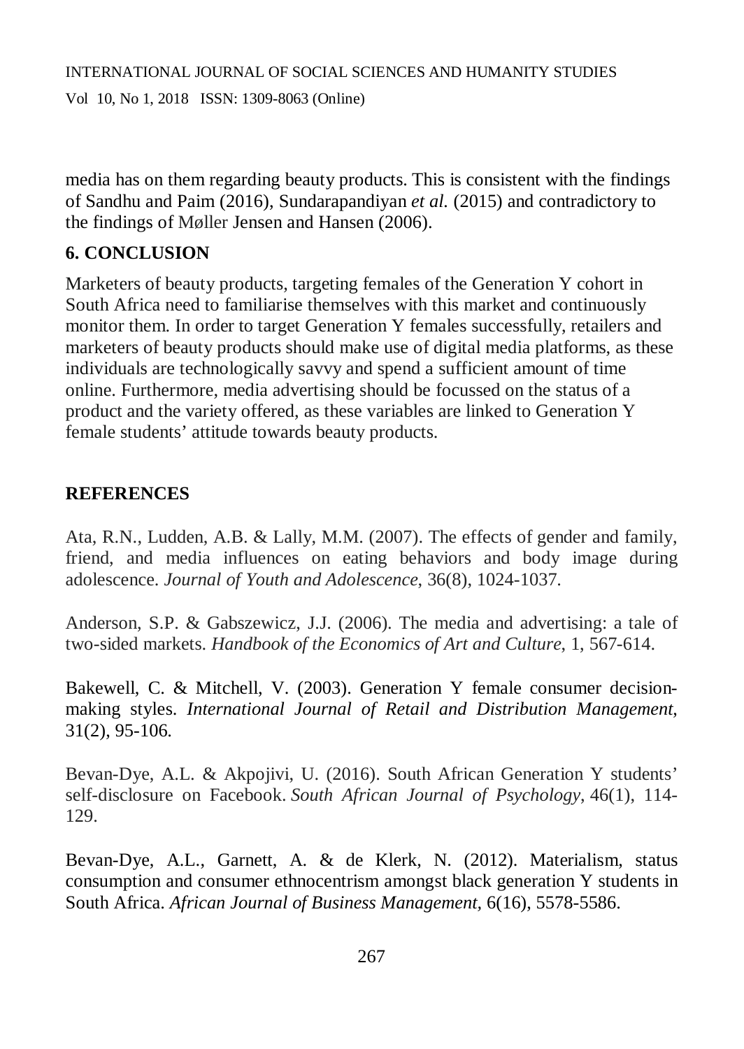media has on them regarding beauty products. This is consistent with the findings of Sandhu and Paim (2016), Sundarapandiyan *et al.* (2015) and contradictory to the findings of Møller Jensen and Hansen (2006).

## 6. CONCLUSION

Marketers of beauty products, targeting females of the Generation Y cohort in South Africa need to familiarise themselves with this market and continuously monitor them. In order to target Generation Y females successfully, retailers and marketers of beauty products should make use of digital media platforms, as these individuals are technologically savvy and spend a sufficient amount of time online. Furthermore, media advertising should be focussed on the status of a product and the variety offered, as these variables are linked to Generation Y female students' attitude towards beauty products.

## REFERENCES

Ata, R.N., Ludden, A.B. & Lally, M.M. (2007). The effects of gender and family, friend, and media influences on eating behaviors and body image during adolescence. *Journal of Youth and Adolescence*, 36(8), 1024-1037.

Anderson, S.P. & Gabszewicz, J.J. (2006). The media and advertising: a tale of two-sided markets. *Handbook of the Economics of Art and Culture*, 1, 567-614.

Bakewell, C. & Mitchell, V. (2003). Generation Y female consumer decision-making styles. *International Journal of Retail and Distribution Management*, 31(2), 95-106.

Bevan-Dye, A.L. & Akpojivi, U. (2016). South African Generation Y students' self-disclosure on Facebook. *South African Journal of Psychology*, 46(1), 114-129.

Bevan-Dye, A.L., Garnett, A. & de Klerk, N. (2012). Materialism, status consumption and consumer ethnocentrism amongst black generation Y students in South Africa. *African Journal of Business Management*, 6(16), 5578-5586.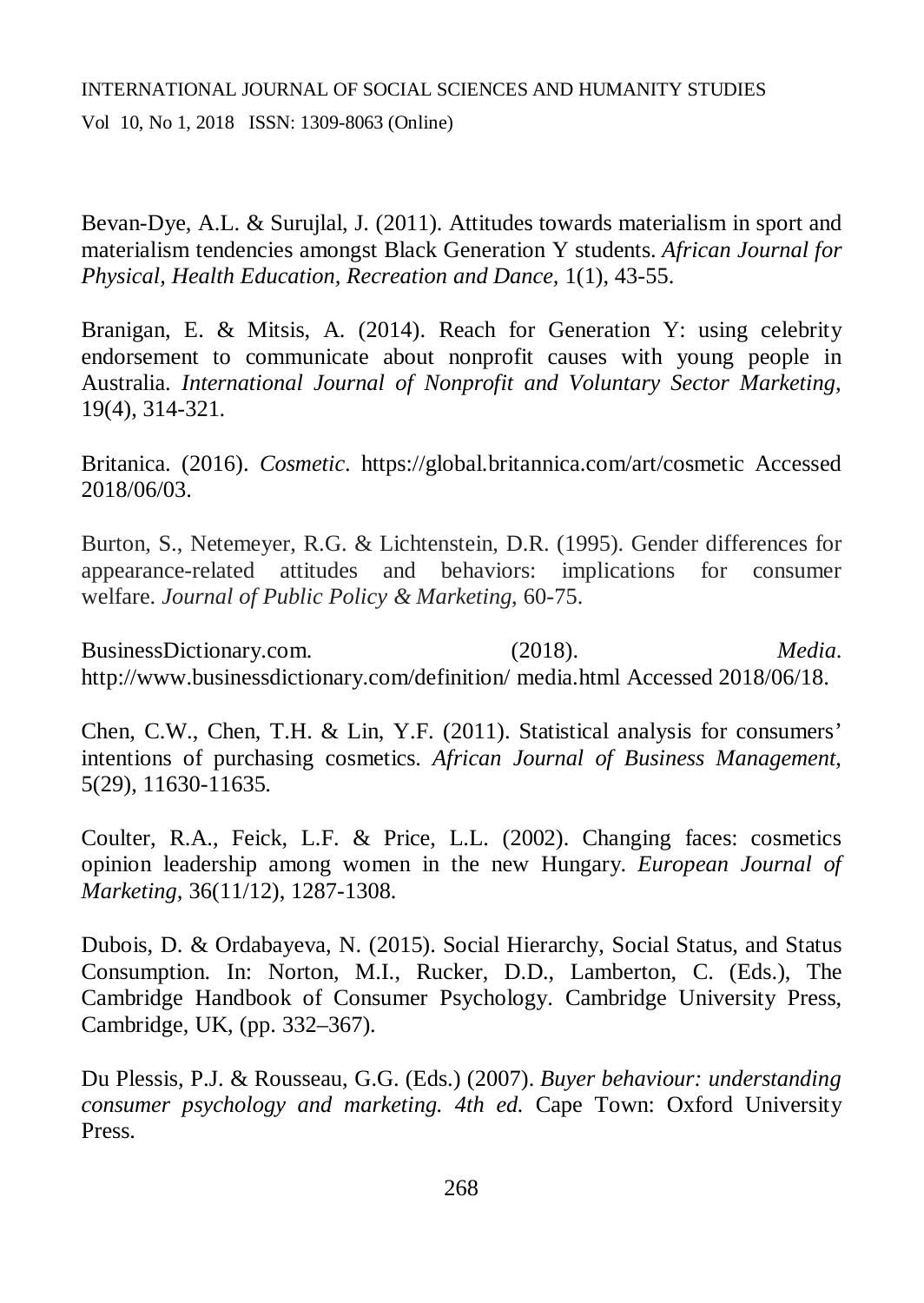Bevan-Dye, A.L. & Surujlal, J. (2011). Attitudes towards materialism in sport and materialism tendencies amongst Black Generation Y students. *African Journal for Physical, Health Education, Recreation and Dance,* 1(1), 43-55.

Branigan, E. & Mitsis, A. (2014). Reach for Generation Y: using celebrity endorsement to communicate about nonprofit causes with young people in Australia. *International Journal of Nonprofit and Voluntary Sector Marketing*, 19(4), 314-321.

Britanica. (2016). *Cosmetic*. https://global.britannica.com/art/cosmetic Accessed 2018/06/03.

Burton, S., Netemeyer, R.G. & Lichtenstein, D.R. (1995). Gender differences for appearance-related attitudes and behaviors: implications for consumer welfare. *Journal of Public Policy & Marketing*, 60-75.

BusinessDictionary.com. (2018). *Media*. http://www.businessdictionary.com/definition/ media.html Accessed 2018/06/18.

Chen, C.W., Chen, T.H. & Lin, Y.F. (2011). Statistical analysis for consumers' intentions of purchasing cosmetics. *African Journal of Business Management*, 5(29), 11630-11635.

Coulter, R.A., Feick, L.F. & Price, L.L. (2002). Changing faces: cosmetics opinion leadership among women in the new Hungary. *European Journal of Marketing*, 36(11/12), 1287-1308.

Dubois, D. & Ordabayeva, N. (2015). Social Hierarchy, Social Status, and Status Consumption. In: Norton, M.I., Rucker, D.D., Lamberton, C. (Eds.), The Cambridge Handbook of Consumer Psychology. Cambridge University Press, Cambridge, UK, (pp. 332–367).

Du Plessis, P.J. & Rousseau, G.G. (Eds.) (2007). *Buyer behaviour: understanding consumer psychology and marketing. 4th ed.* Cape Town: Oxford University Press.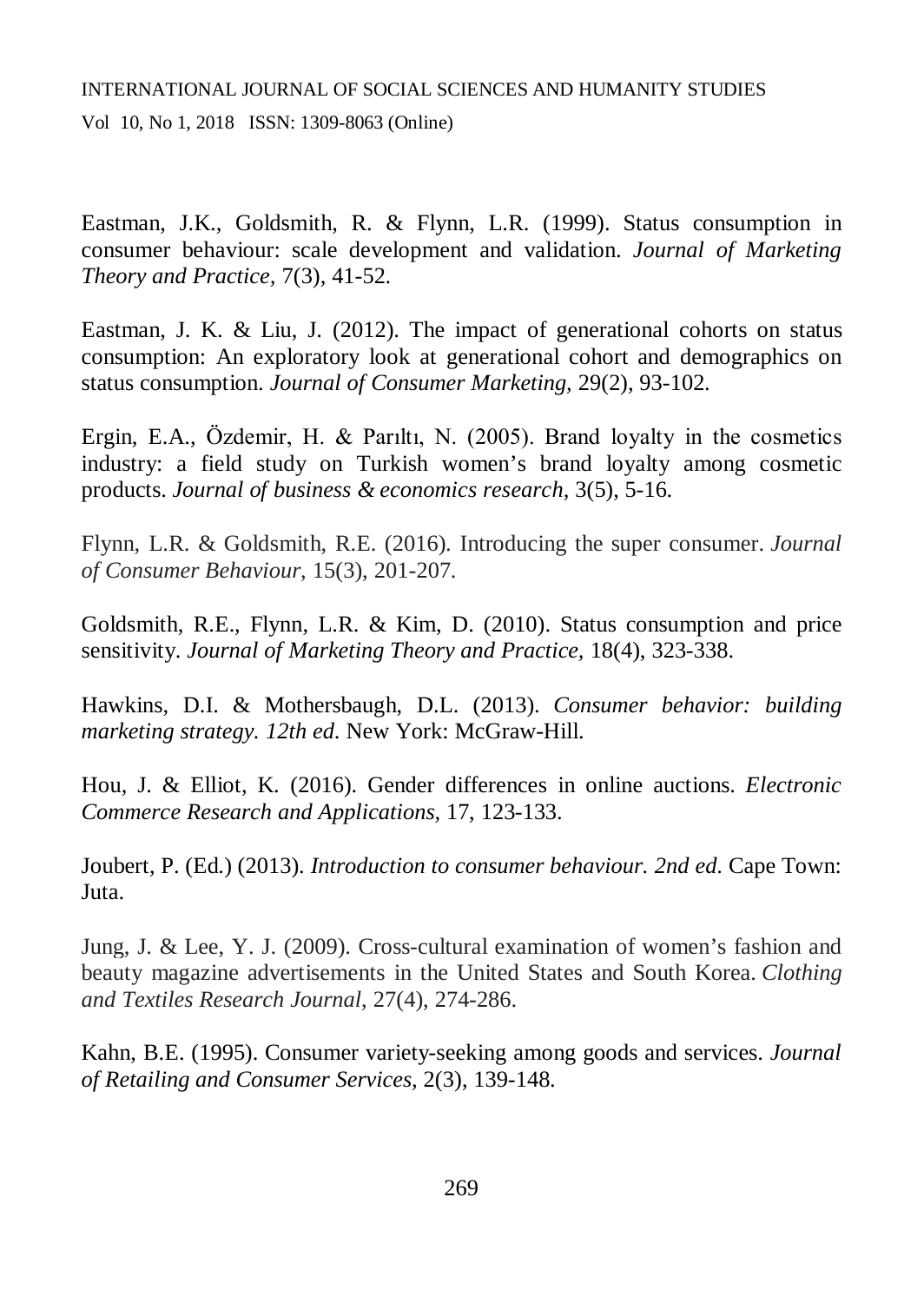Eastman, J.K., Goldsmith, R. & Flynn, L.R. (1999). Status consumption in consumer behaviour: scale development and validation. *Journal of Marketing Theory and Practice,* 7(3), 41-52.

Eastman, J. K. & Liu, J. (2012). The impact of generational cohorts on status consumption: An exploratory look at generational cohort and demographics on status consumption. *Journal of Consumer Marketing,* 29(2), 93-102.

Ergin, E.A., Özdemir, H. & Parıltı, N. (2005). Brand loyalty in the cosmetics industry: a field study on Turkish women's brand loyalty among cosmetic products. *Journal of business & economics research,* 3(5), 5-16.

Flynn, L.R. & Goldsmith, R.E. (2016). Introducing the super consumer. *Journal of Consumer Behaviour,* 15(3), 201-207.

Goldsmith, R.E., Flynn, L.R. & Kim, D. (2010). Status consumption and price sensitivity. *Journal of Marketing Theory and Practice,* 18(4), 323-338.

Hawkins, D.I. & Mothersbaugh, D.L. (2013). *Consumer behavior: building marketing strategy. 12th ed.* New York: McGraw-Hill.

Hou, J. & Elliot, K. (2016). Gender differences in online auctions. *Electronic Commerce Research and Applications,* 17, 123-133.

Joubert, P. (Ed.) (2013). *Introduction to consumer behaviour. 2nd ed.* Cape Town: Juta.

Jung, J. & Lee, Y. J. (2009). Cross-cultural examination of women's fashion and beauty magazine advertisements in the United States and South Korea. *Clothing and Textiles Research Journal,* 27(4), 274-286.

Kahn, B.E. (1995). Consumer variety-seeking among goods and services. *Journal of Retailing and Consumer Services,* 2(3), 139-148.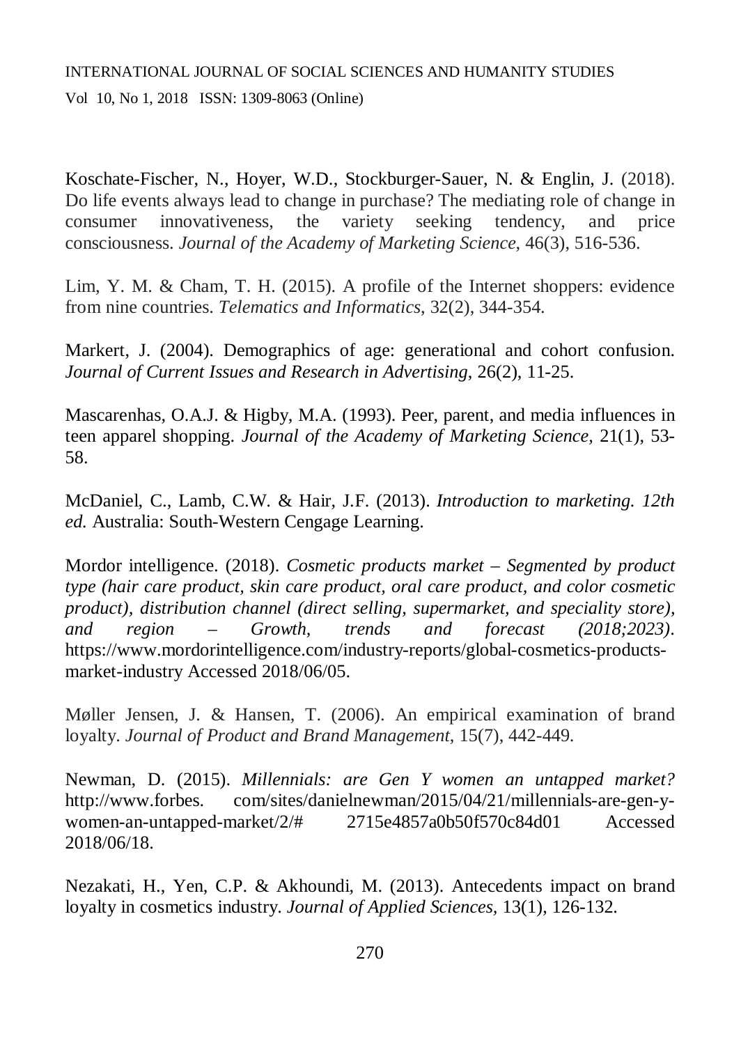Koschate-Fischer, N., Hoyer, W.D., Stockburger-Sauer, N. & Englin, J. (2018). Do life events always lead to change in purchase? The mediating role of change in consumer innovativeness, the variety seeking tendency, and price consciousness. *Journal of the Academy of Marketing Science*, 46(3), 516-536.

Lim, Y. M. & Cham, T. H. (2015). A profile of the Internet shoppers: evidence from nine countries. *Telematics and Informatics*, 32(2), 344-354.

Markert, J. (2004). Demographics of age: generational and cohort confusion. *Journal of Current Issues and Research in Advertising*, 26(2), 11-25.

Mascarenhas, O.A.J. & Higby, M.A. (1993). Peer, parent, and media influences in teen apparel shopping. *Journal of the Academy of Marketing Science,* 21(1), 53-58.

McDaniel, C., Lamb, C.W. & Hair, J.F. (2013). *Introduction to marketing. 12th ed.* Australia: South-Western Cengage Learning.

Mordor intelligence. (2018). *Cosmetic products market – Segmented by product type (hair care product, skin care product, oral care product, and color cosmetic product), distribution channel (direct selling, supermarket, and speciality store), and region – Growth, trends and forecast (2018;2023)*. https://www.mordorintelligence.com/industry-reports/global-cosmetics-products-market-industry Accessed 2018/06/05.

Møller Jensen, J. & Hansen, T. (2006). An empirical examination of brand loyalty. *Journal of Product and Brand Management*, 15(7), 442-449.

Newman, D. (2015). *Millennials: are Gen Y women an untapped market?* http://www.forbes. com/sites/danielnewman/2015/04/21/millennials-are-gen-y-women-an-untapped-market/2/# 2715e4857a0b50f570c84d01 Accessed 2018/06/18.

Nezakati, H., Yen, C.P. & Akhoundi, M. (2013). Antecedents impact on brand loyalty in cosmetics industry. *Journal of Applied Sciences,* 13(1), 126-132.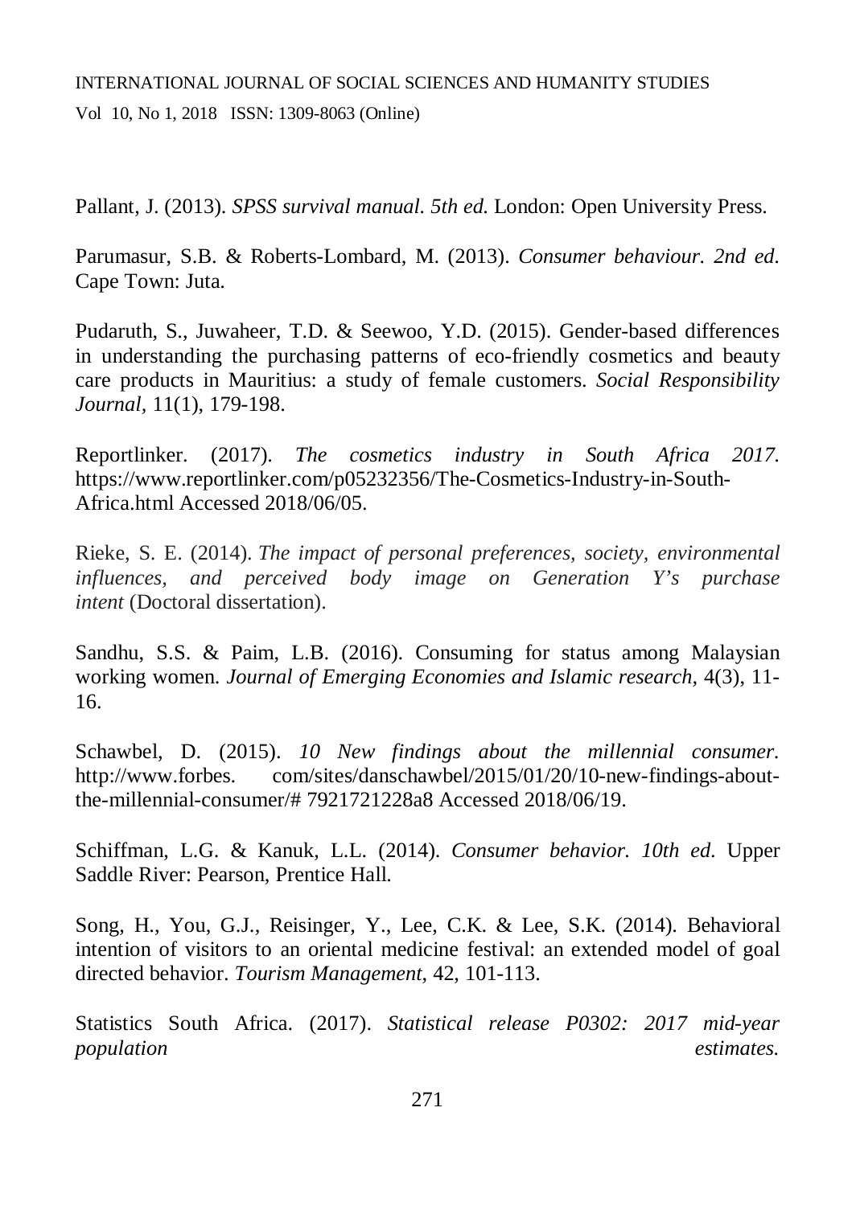Pallant, J. (2013). *SPSS survival manual. 5th ed.* London: Open University Press.

Parumasur, S.B. & Roberts-Lombard, M. (2013). *Consumer behaviour. 2nd ed.* Cape Town: Juta.

Pudaruth, S., Juwaheer, T.D. & Seewoo, Y.D. (2015). Gender-based differences in understanding the purchasing patterns of eco-friendly cosmetics and beauty care products in Mauritius: a study of female customers. *Social Responsibility Journal*, 11(1), 179-198.

Reportlinker. (2017). *The cosmetics industry in South Africa 2017*. https://www.reportlinker.com/p05232356/The-Cosmetics-Industry-in-South-Africa.html Accessed 2018/06/05.

Rieke, S. E. (2014). *The impact of personal preferences, society, environmental influences, and perceived body image on Generation Y's purchase intent* (Doctoral dissertation).

Sandhu, S.S. & Paim, L.B. (2016). Consuming for status among Malaysian working women. *Journal of Emerging Economies and Islamic research*, 4(3), 11-16.

Schawbel, D. (2015). *10 New findings about the millennial consumer*. http://www.forbes. com/sites/danschawbel/2015/01/20/10-new-findings-about-the-millennial-consumer/# 7921721228a8 Accessed 2018/06/19.

Schiffman, L.G. & Kanuk, L.L. (2014). *Consumer behavior. 10th ed.* Upper Saddle River: Pearson, Prentice Hall.

Song, H., You, G.J., Reisinger, Y., Lee, C.K. & Lee, S.K. (2014). Behavioral intention of visitors to an oriental medicine festival: an extended model of goal directed behavior. *Tourism Management*, 42, 101-113.

Statistics South Africa. (2017). *Statistical release P0302: 2017 mid-year population estimates.*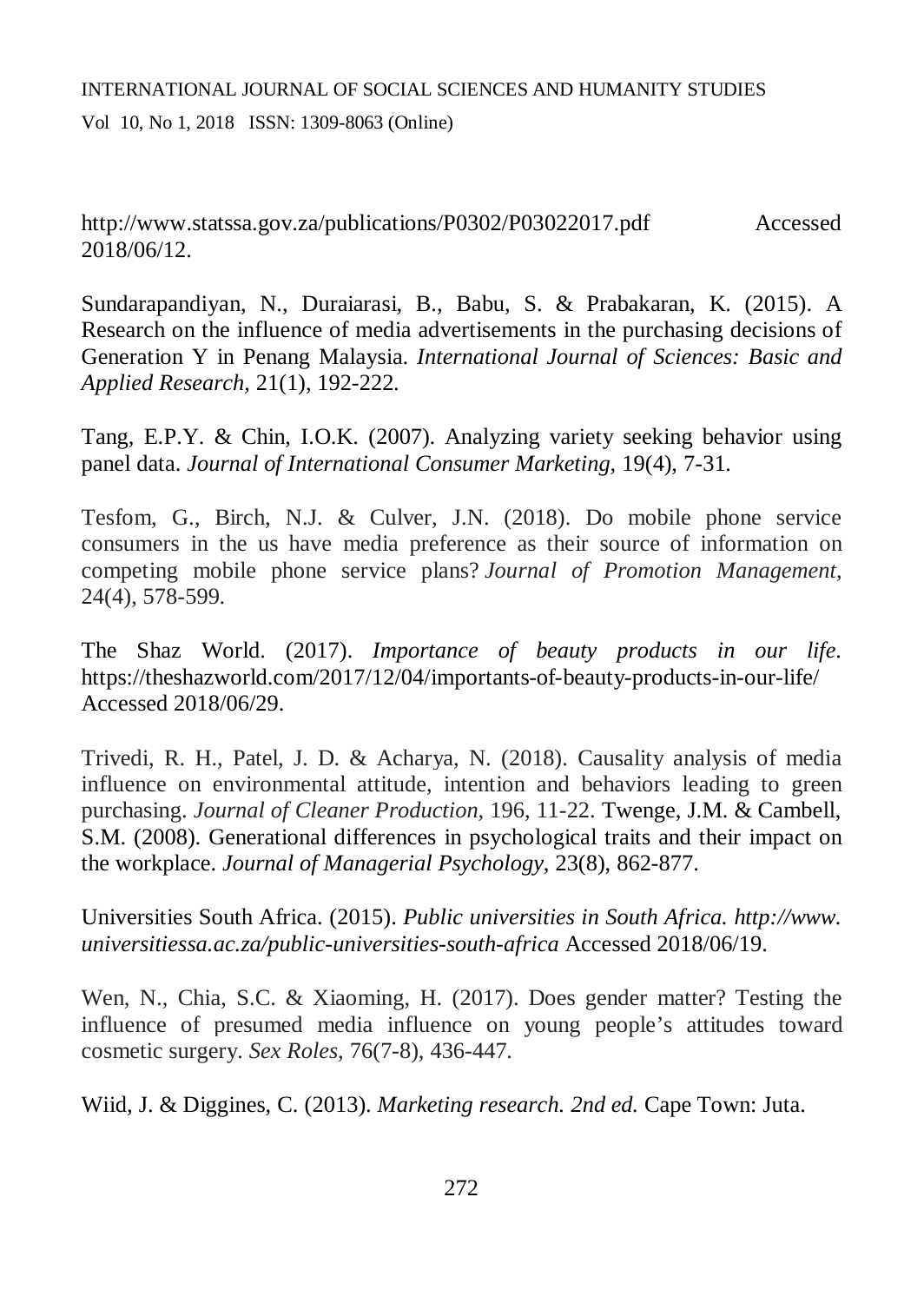http://www.statssa.gov.za/publications/P0302/P03022017.pdf Accessed 2018/06/12.

Sundarapandiyan, N., Duraiarasi, B., Babu, S. & Prabakaran, K. (2015). A Research on the influence of media advertisements in the purchasing decisions of Generation Y in Penang Malaysia. *International Journal of Sciences: Basic and Applied Research,* 21(1), 192-222.

Tang, E.P.Y. & Chin, I.O.K. (2007). Analyzing variety seeking behavior using panel data. *Journal of International Consumer Marketing,* 19(4), 7-31.

Tesfom, G., Birch, N.J. & Culver, J.N. (2018). Do mobile phone service consumers in the us have media preference as their source of information on competing mobile phone service plans? *Journal of Promotion Management,* 24(4), 578-599.

The Shaz World. (2017). *Importance of beauty products in our life*. https://theshazworld.com/2017/12/04/importants-of-beauty-products-in-our-life/ Accessed 2018/06/29.

Trivedi, R. H., Patel, J. D. & Acharya, N. (2018). Causality analysis of media influence on environmental attitude, intention and behaviors leading to green purchasing. *Journal of Cleaner Production,* 196, 11-22. Twenge, J.M. & Cambell, S.M. (2008). Generational differences in psychological traits and their impact on the workplace. *Journal of Managerial Psychology,* 23(8), 862-877.

Universities South Africa. (2015). *Public universities in South Africa. http://www. universitiessa.ac.za/public-universities-south-africa* Accessed 2018/06/19.

Wen, N., Chia, S.C. & Xiaoming, H. (2017). Does gender matter? Testing the influence of presumed media influence on young people's attitudes toward cosmetic surgery. *Sex Roles,* 76(7-8), 436-447.

Wiid, J. & Diggines, C. (2013). *Marketing research. 2nd ed.* Cape Town: Juta.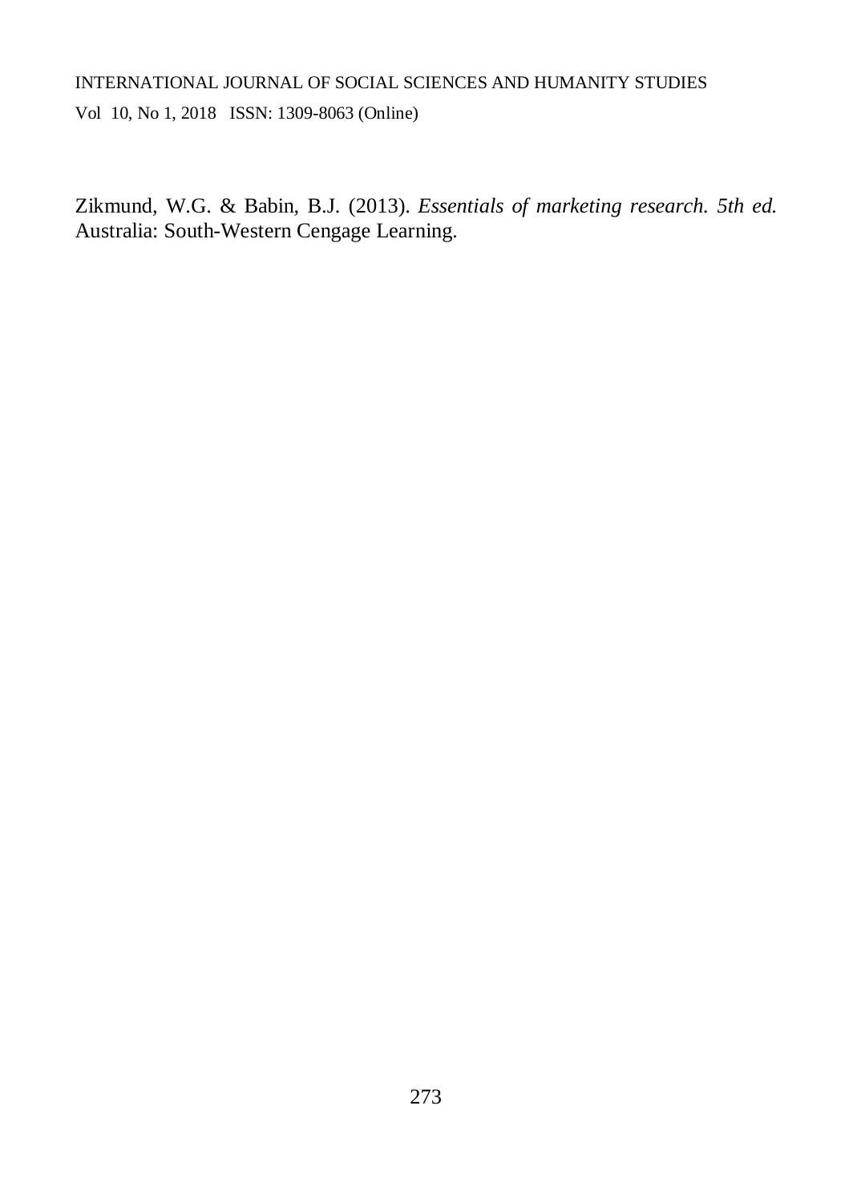Zikmund, W.G. & Babin, B.J. (2013). *Essentials of marketing research. 5th ed.* Australia: South-Western Cengage Learning.